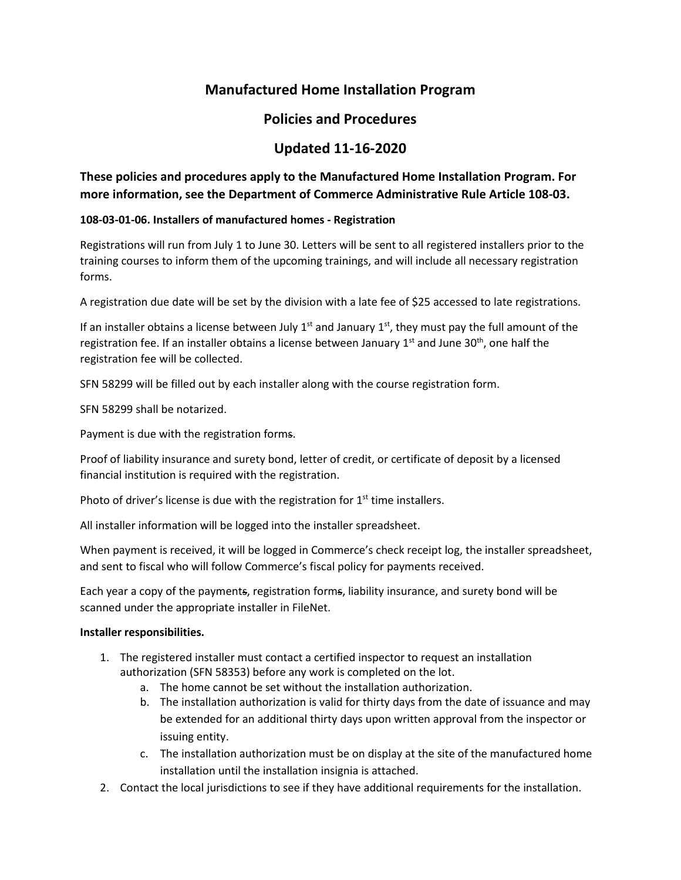# Manufactured Home Installation Program

# Policies and Procedures

# Updated 11-16-2020

**These policies and procedures apply to the Manufactured Home Installation Program. For more information, see the Department of Commerce Administrative Rule Article 108-03.**

**108-03-01-06. Installers of manufactured homes - Registration**

Registrations will run from July 1 to June 30. Letters will be sent to all registered installers prior to the training courses to inform them of the upcoming trainings, and will include all necessary registration forms.

A registration due date will be set by the division with a late fee of $25 accessed to late registrations.

If an installer obtains a license between July 1st and January 1st, they must pay the full amount of the registration fee. If an installer obtains a license between January 1st and June 30th, one half the registration fee will be collected.

SFN 58299 will be filled out by each installer along with the course registration form.

SFN 58299 shall be notarized.

Payment is due with the registration forms.

Proof of liability insurance and surety bond, letter of credit, or certificate of deposit by a licensed financial institution is required with the registration.

Photo of driver's license is due with the registration for 1st time installers.

All installer information will be logged into the installer spreadsheet.

When payment is received, it will be logged in Commerce's check receipt log, the installer spreadsheet, and sent to fiscal who will follow Commerce's fiscal policy for payments received.

Each year a copy of the payments, registration forms, liability insurance, and surety bond will be scanned under the appropriate installer in FileNet.

**Installer responsibilities.**

1. The registered installer must contact a certified inspector to request an installation authorization (SFN 58353) before any work is completed on the lot.
   a. The home cannot be set without the installation authorization.
   b. The installation authorization is valid for thirty days from the date of issuance and may be extended for an additional thirty days upon written approval from the inspector or issuing entity.
   c. The installation authorization must be on display at the site of the manufactured home installation until the installation insignia is attached.
2. Contact the local jurisdictions to see if they have additional requirements for the installation.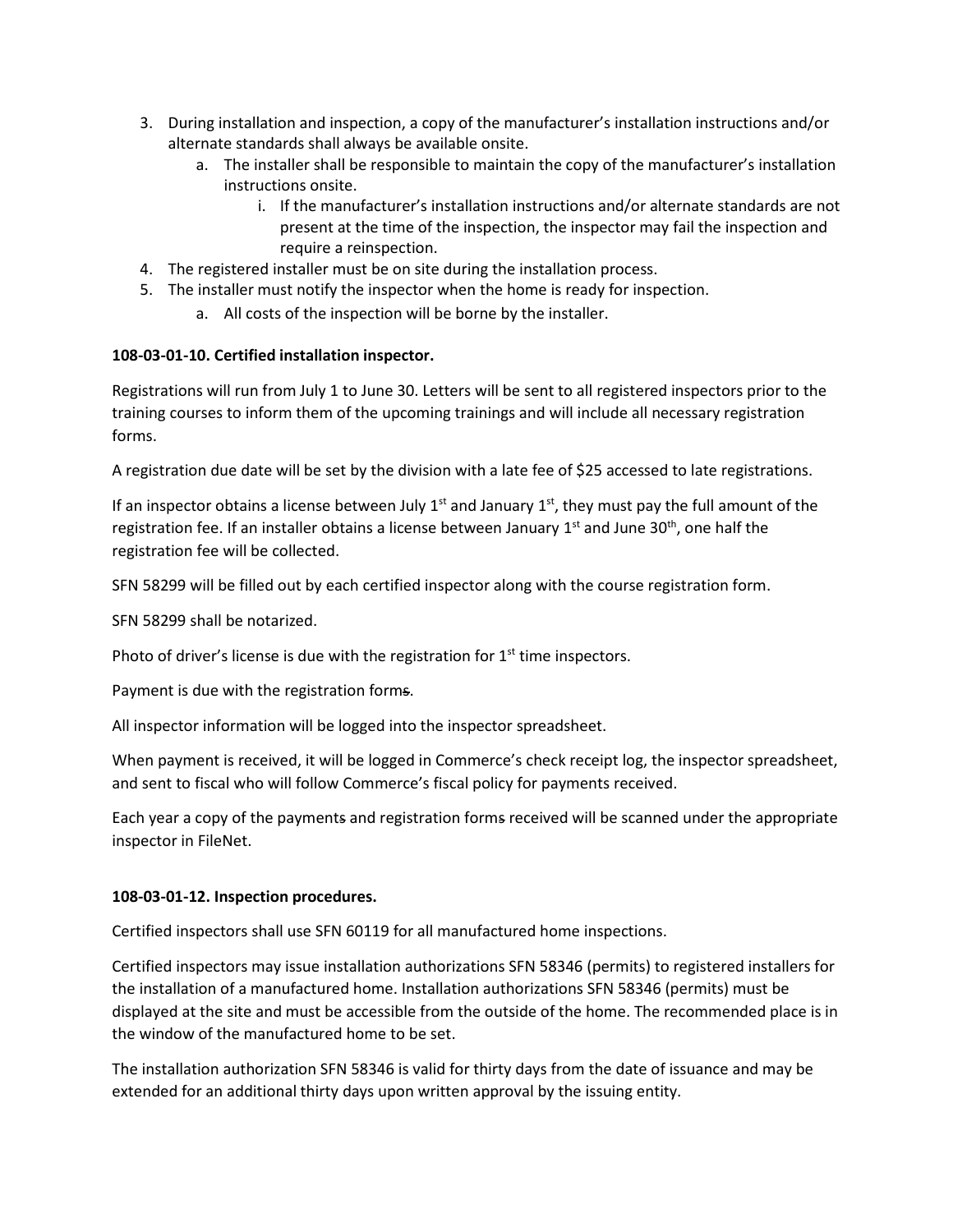3. During installation and inspection, a copy of the manufacturer's installation instructions and/or alternate standards shall always be available onsite.
    a. The installer shall be responsible to maintain the copy of the manufacturer's installation instructions onsite.
        i. If the manufacturer's installation instructions and/or alternate standards are not present at the time of the inspection, the inspector may fail the inspection and require a reinspection.
4. The registered installer must be on site during the installation process.
5. The installer must notify the inspector when the home is ready for inspection.
    a. All costs of the inspection will be borne by the installer.

**108-03-01-10. Certified installation inspector.**

Registrations will run from July 1 to June 30. Letters will be sent to all registered inspectors prior to the training courses to inform them of the upcoming trainings and will include all necessary registration forms.

A registration due date will be set by the division with a late fee of $25 accessed to late registrations.

If an inspector obtains a license between July 1st and January 1st, they must pay the full amount of the registration fee. If an installer obtains a license between January 1st and June 30th, one half the registration fee will be collected.

SFN 58299 will be filled out by each certified inspector along with the course registration form.

SFN 58299 shall be notarized.

Photo of driver's license is due with the registration for 1st time inspectors.

Payment is due with the registration form~~s~~.

All inspector information will be logged into the inspector spreadsheet.

When payment is received, it will be logged in Commerce's check receipt log, the inspector spreadsheet, and sent to fiscal who will follow Commerce's fiscal policy for payments received.

Each year a copy of the payment~~s~~ and registration form~~s~~ received will be scanned under the appropriate inspector in FileNet.

**108-03-01-12. Inspection procedures.**

Certified inspectors shall use SFN 60119 for all manufactured home inspections.

Certified inspectors may issue installation authorizations SFN 58346 (permits) to registered installers for the installation of a manufactured home. Installation authorizations SFN 58346 (permits) must be displayed at the site and must be accessible from the outside of the home. The recommended place is in the window of the manufactured home to be set.

The installation authorization SFN 58346 is valid for thirty days from the date of issuance and may be extended for an additional thirty days upon written approval by the issuing entity.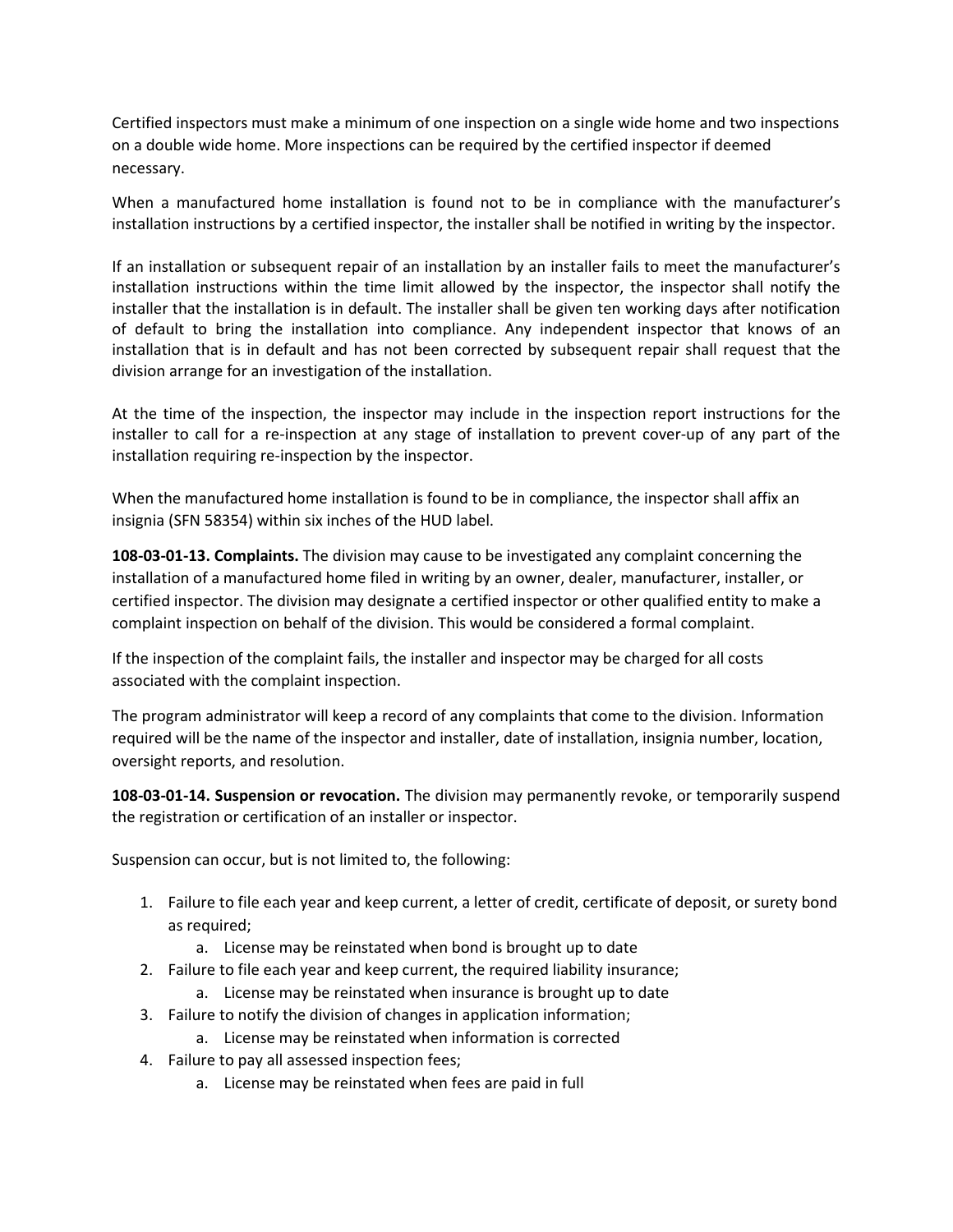Certified inspectors must make a minimum of one inspection on a single wide home and two inspections on a double wide home. More inspections can be required by the certified inspector if deemed necessary.

When a manufactured home installation is found not to be in compliance with the manufacturer's installation instructions by a certified inspector, the installer shall be notified in writing by the inspector.

If an installation or subsequent repair of an installation by an installer fails to meet the manufacturer's installation instructions within the time limit allowed by the inspector, the inspector shall notify the installer that the installation is in default. The installer shall be given ten working days after notification of default to bring the installation into compliance. Any independent inspector that knows of an installation that is in default and has not been corrected by subsequent repair shall request that the division arrange for an investigation of the installation.

At the time of the inspection, the inspector may include in the inspection report instructions for the installer to call for a re-inspection at any stage of installation to prevent cover-up of any part of the installation requiring re-inspection by the inspector.

When the manufactured home installation is found to be in compliance, the inspector shall affix an insignia (SFN 58354) within six inches of the HUD label.

**108-03-01-13. Complaints.** The division may cause to be investigated any complaint concerning the installation of a manufactured home filed in writing by an owner, dealer, manufacturer, installer, or certified inspector. The division may designate a certified inspector or other qualified entity to make a complaint inspection on behalf of the division. This would be considered a formal complaint.

If the inspection of the complaint fails, the installer and inspector may be charged for all costs associated with the complaint inspection.

The program administrator will keep a record of any complaints that come to the division. Information required will be the name of the inspector and installer, date of installation, insignia number, location, oversight reports, and resolution.

**108-03-01-14. Suspension or revocation.** The division may permanently revoke, or temporarily suspend the registration or certification of an installer or inspector.

Suspension can occur, but is not limited to, the following:

1. Failure to file each year and keep current, a letter of credit, certificate of deposit, or surety bond as required;
   a. License may be reinstated when bond is brought up to date
2. Failure to file each year and keep current, the required liability insurance;
   a. License may be reinstated when insurance is brought up to date
3. Failure to notify the division of changes in application information;
   a. License may be reinstated when information is corrected
4. Failure to pay all assessed inspection fees;
   a. License may be reinstated when fees are paid in full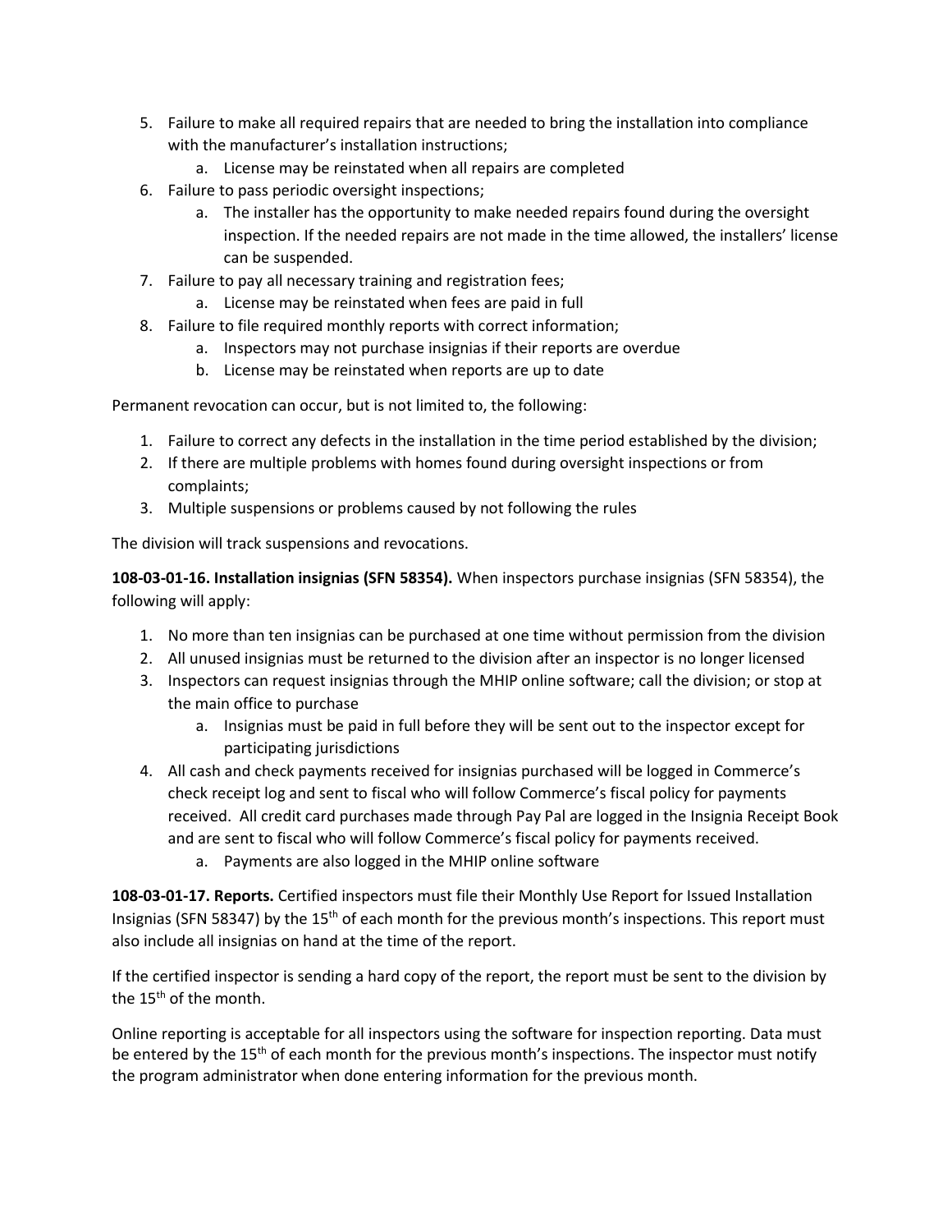5. Failure to make all required repairs that are needed to bring the installation into compliance with the manufacturer's installation instructions;
    a. License may be reinstated when all repairs are completed
6. Failure to pass periodic oversight inspections;
    a. The installer has the opportunity to make needed repairs found during the oversight inspection. If the needed repairs are not made in the time allowed, the installers' license can be suspended.
7. Failure to pay all necessary training and registration fees;
    a. License may be reinstated when fees are paid in full
8. Failure to file required monthly reports with correct information;
    a. Inspectors may not purchase insignias if their reports are overdue
    b. License may be reinstated when reports are up to date

Permanent revocation can occur, but is not limited to, the following:

1. Failure to correct any defects in the installation in the time period established by the division;
2. If there are multiple problems with homes found during oversight inspections or from complaints;
3. Multiple suspensions or problems caused by not following the rules

The division will track suspensions and revocations.

**108-03-01-16. Installation insignias (SFN 58354).** When inspectors purchase insignias (SFN 58354), the following will apply:

1. No more than ten insignias can be purchased at one time without permission from the division
2. All unused insignias must be returned to the division after an inspector is no longer licensed
3. Inspectors can request insignias through the MHIP online software; call the division; or stop at the main office to purchase
    a. Insignias must be paid in full before they will be sent out to the inspector except for participating jurisdictions
4. All cash and check payments received for insignias purchased will be logged in Commerce's check receipt log and sent to fiscal who will follow Commerce's fiscal policy for payments received. All credit card purchases made through Pay Pal are logged in the Insignia Receipt Book and are sent to fiscal who will follow Commerce's fiscal policy for payments received.
    a. Payments are also logged in the MHIP online software

**108-03-01-17. Reports.** Certified inspectors must file their Monthly Use Report for Issued Installation Insignias (SFN 58347) by the 15th of each month for the previous month's inspections. This report must also include all insignias on hand at the time of the report.

If the certified inspector is sending a hard copy of the report, the report must be sent to the division by the 15th of the month.

Online reporting is acceptable for all inspectors using the software for inspection reporting. Data must be entered by the 15th of each month for the previous month's inspections. The inspector must notify the program administrator when done entering information for the previous month.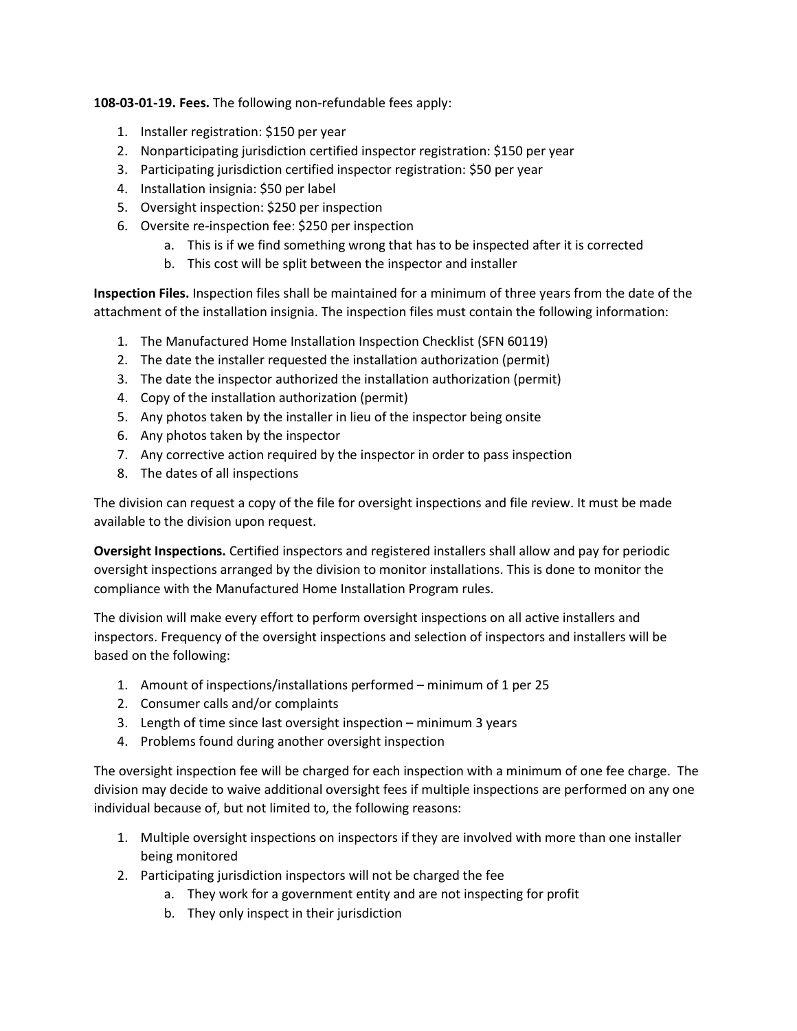**108-03-01-19. Fees.** The following non-refundable fees apply:

1. Installer registration: $150 per year
2. Nonparticipating jurisdiction certified inspector registration: $150 per year
3. Participating jurisdiction certified inspector registration: $50 per year
4. Installation insignia: $50 per label
5. Oversight inspection: $250 per inspection
6. Oversite re-inspection fee: $250 per inspection
    a. This is if we find something wrong that has to be inspected after it is corrected
    b. This cost will be split between the inspector and installer

**Inspection Files.** Inspection files shall be maintained for a minimum of three years from the date of the attachment of the installation insignia. The inspection files must contain the following information:

1. The Manufactured Home Installation Inspection Checklist (SFN 60119)
2. The date the installer requested the installation authorization (permit)
3. The date the inspector authorized the installation authorization (permit)
4. Copy of the installation authorization (permit)
5. Any photos taken by the installer in lieu of the inspector being onsite
6. Any photos taken by the inspector
7. Any corrective action required by the inspector in order to pass inspection
8. The dates of all inspections

The division can request a copy of the file for oversight inspections and file review. It must be made available to the division upon request.

**Oversight Inspections.** Certified inspectors and registered installers shall allow and pay for periodic oversight inspections arranged by the division to monitor installations. This is done to monitor the compliance with the Manufactured Home Installation Program rules.

The division will make every effort to perform oversight inspections on all active installers and inspectors. Frequency of the oversight inspections and selection of inspectors and installers will be based on the following:

1. Amount of inspections/installations performed – minimum of 1 per 25
2. Consumer calls and/or complaints
3. Length of time since last oversight inspection – minimum 3 years
4. Problems found during another oversight inspection

The oversight inspection fee will be charged for each inspection with a minimum of one fee charge. The division may decide to waive additional oversight fees if multiple inspections are performed on any one individual because of, but not limited to, the following reasons:

1. Multiple oversight inspections on inspectors if they are involved with more than one installer being monitored
2. Participating jurisdiction inspectors will not be charged the fee
    a. They work for a government entity and are not inspecting for profit
    b. They only inspect in their jurisdiction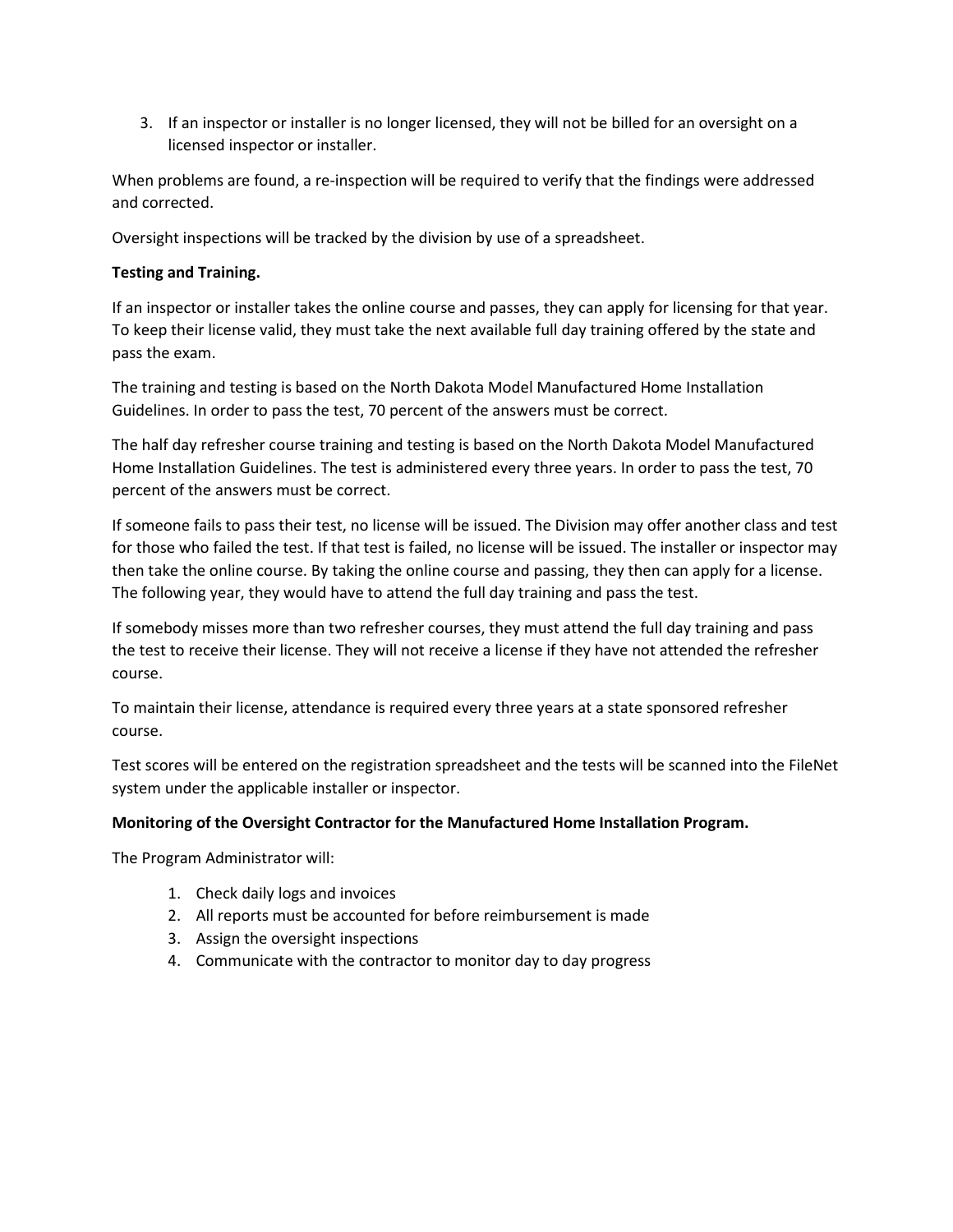3. If an inspector or installer is no longer licensed, they will not be billed for an oversight on a licensed inspector or installer.

When problems are found, a re-inspection will be required to verify that the findings were addressed and corrected.

Oversight inspections will be tracked by the division by use of a spreadsheet.

**Testing and Training.**

If an inspector or installer takes the online course and passes, they can apply for licensing for that year. To keep their license valid, they must take the next available full day training offered by the state and pass the exam.

The training and testing is based on the North Dakota Model Manufactured Home Installation Guidelines. In order to pass the test, 70 percent of the answers must be correct.

The half day refresher course training and testing is based on the North Dakota Model Manufactured Home Installation Guidelines. The test is administered every three years. In order to pass the test, 70 percent of the answers must be correct.

If someone fails to pass their test, no license will be issued. The Division may offer another class and test for those who failed the test. If that test is failed, no license will be issued. The installer or inspector may then take the online course. By taking the online course and passing, they then can apply for a license. The following year, they would have to attend the full day training and pass the test.

If somebody misses more than two refresher courses, they must attend the full day training and pass the test to receive their license. They will not receive a license if they have not attended the refresher course.

To maintain their license, attendance is required every three years at a state sponsored refresher course.

Test scores will be entered on the registration spreadsheet and the tests will be scanned into the FileNet system under the applicable installer or inspector.

**Monitoring of the Oversight Contractor for the Manufactured Home Installation Program.**

The Program Administrator will:

1. Check daily logs and invoices
2. All reports must be accounted for before reimbursement is made
3. Assign the oversight inspections
4. Communicate with the contractor to monitor day to day progress